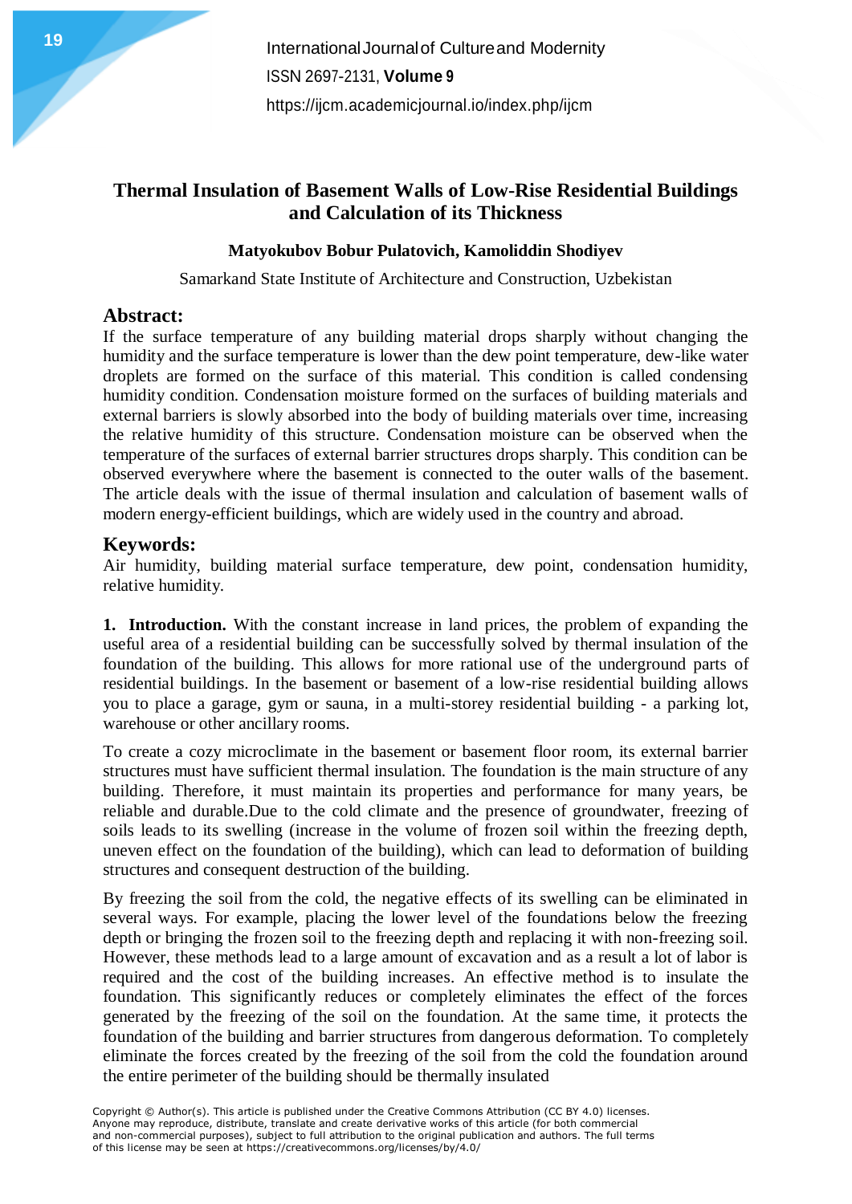# Thermal Insulation of Basement Walls of Low-Rise Residential Buildings and Calculation of its Thickness

**Matyokubov Bobur Pulatovich, Kamoliddin Shodiyev**

Samarkand State Institute of Architecture and Construction, Uzbekistan

## Abstract:

If the surface temperature of any building material drops sharply without changing the humidity and the surface temperature is lower than the dew point temperature, dew-like water droplets are formed on the surface of this material. This condition is called condensing humidity condition. Condensation moisture formed on the surfaces of building materials and external barriers is slowly absorbed into the body of building materials over time, increasing the relative humidity of this structure. Condensation moisture can be observed when the temperature of the surfaces of external barrier structures drops sharply. This condition can be observed everywhere where the basement is connected to the outer walls of the basement. The article deals with the issue of thermal insulation and calculation of basement walls of modern energy-efficient buildings, which are widely used in the country and abroad.

## Keywords:

Air humidity, building material surface temperature, dew point, condensation humidity, relative humidity.

**1. Introduction.** With the constant increase in land prices, the problem of expanding the useful area of a residential building can be successfully solved by thermal insulation of the foundation of the building. This allows for more rational use of the underground parts of residential buildings. In the basement or basement of a low-rise residential building allows you to place a garage, gym or sauna, in a multi-storey residential building - a parking lot, warehouse or other ancillary rooms.

To create a cozy microclimate in the basement or basement floor room, its external barrier structures must have sufficient thermal insulation. The foundation is the main structure of any building. Therefore, it must maintain its properties and performance for many years, be reliable and durable.Due to the cold climate and the presence of groundwater, freezing of soils leads to its swelling (increase in the volume of frozen soil within the freezing depth, uneven effect on the foundation of the building), which can lead to deformation of building structures and consequent destruction of the building.

By freezing the soil from the cold, the negative effects of its swelling can be eliminated in several ways. For example, placing the lower level of the foundations below the freezing depth or bringing the frozen soil to the freezing depth and replacing it with non-freezing soil. However, these methods lead to a large amount of excavation and as a result a lot of labor is required and the cost of the building increases. An effective method is to insulate the foundation. This significantly reduces or completely eliminates the effect of the forces generated by the freezing of the soil on the foundation. At the same time, it protects the foundation of the building and barrier structures from dangerous deformation. To completely eliminate the forces created by the freezing of the soil from the cold the foundation around the entire perimeter of the building should be thermally insulated

Copyright © Author(s). This article is published under the Creative Commons Attribution (CC BY 4.0) licenses. Anyone may reproduce, distribute, translate and create derivative works of this article (for both commercial and non-commercial purposes), subject to full attribution to the original publication and authors. The full terms of this license may be seen at https://creativecommons.org/licenses/by/4.0/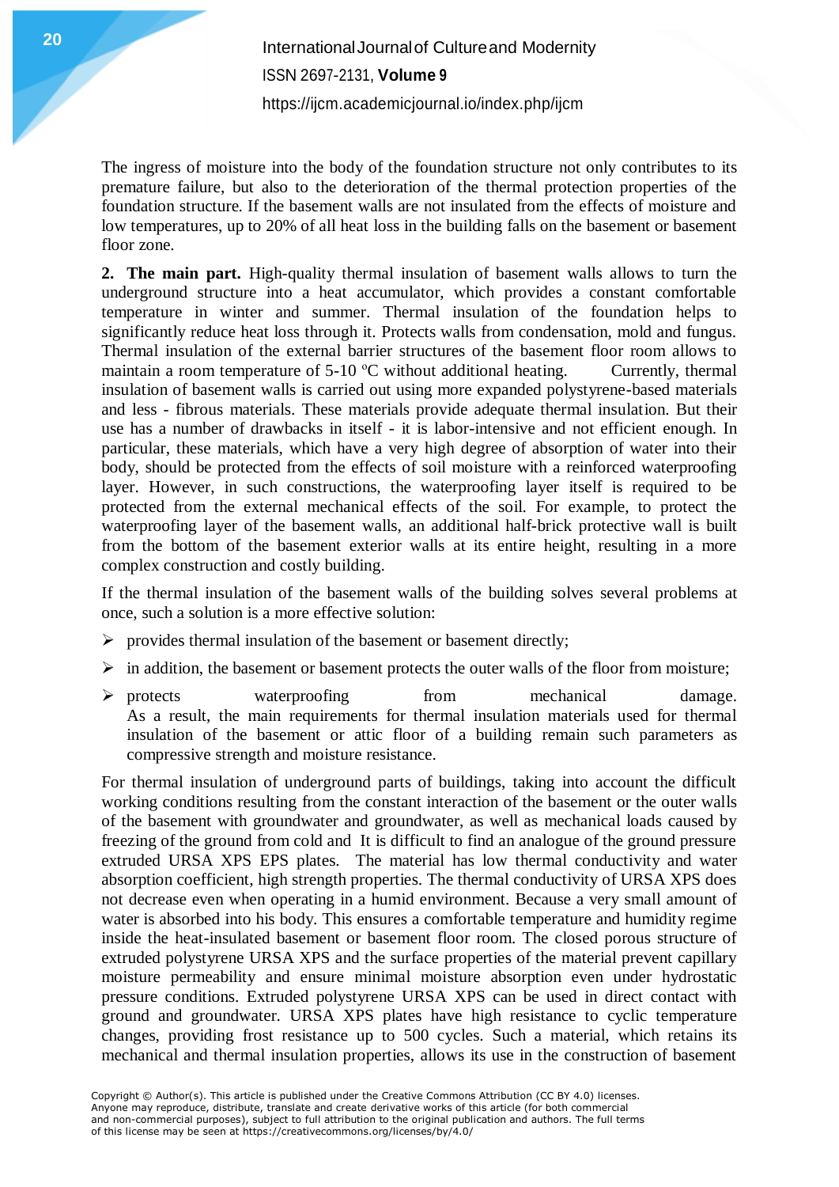The ingress of moisture into the body of the foundation structure not only contributes to its premature failure, but also to the deterioration of the thermal protection properties of the foundation structure. If the basement walls are not insulated from the effects of moisture and low temperatures, up to 20% of all heat loss in the building falls on the basement or basement floor zone.

**2. The main part.** High-quality thermal insulation of basement walls allows to turn the underground structure into a heat accumulator, which provides a constant comfortable temperature in winter and summer. Thermal insulation of the foundation helps to significantly reduce heat loss through it. Protects walls from condensation, mold and fungus. Thermal insulation of the external barrier structures of the basement floor room allows to maintain a room temperature of 5-10 ºC without additional heating. Currently, thermal insulation of basement walls is carried out using more expanded polystyrene-based materials and less - fibrous materials. These materials provide adequate thermal insulation. But their use has a number of drawbacks in itself - it is labor-intensive and not efficient enough. In particular, these materials, which have a very high degree of absorption of water into their body, should be protected from the effects of soil moisture with a reinforced waterproofing layer. However, in such constructions, the waterproofing layer itself is required to be protected from the external mechanical effects of the soil. For example, to protect the waterproofing layer of the basement walls, an additional half-brick protective wall is built from the bottom of the basement exterior walls at its entire height, resulting in a more complex construction and costly building.

If the thermal insulation of the basement walls of the building solves several problems at once, such a solution is a more effective solution:

- provides thermal insulation of the basement or basement directly;
- in addition, the basement or basement protects the outer walls of the floor from moisture;
- protects waterproofing from mechanical damage. As a result, the main requirements for thermal insulation materials used for thermal insulation of the basement or attic floor of a building remain such parameters as compressive strength and moisture resistance.

For thermal insulation of underground parts of buildings, taking into account the difficult working conditions resulting from the constant interaction of the basement or the outer walls of the basement with groundwater and groundwater, as well as mechanical loads caused by freezing of the ground from cold and It is difficult to find an analogue of the ground pressure extruded URSA XPS EPS plates. The material has low thermal conductivity and water absorption coefficient, high strength properties. The thermal conductivity of URSA XPS does not decrease even when operating in a humid environment. Because a very small amount of water is absorbed into his body. This ensures a comfortable temperature and humidity regime inside the heat-insulated basement or basement floor room. The closed porous structure of extruded polystyrene URSA XPS and the surface properties of the material prevent capillary moisture permeability and ensure minimal moisture absorption even under hydrostatic pressure conditions. Extruded polystyrene URSA XPS can be used in direct contact with ground and groundwater. URSA XPS plates have high resistance to cyclic temperature changes, providing frost resistance up to 500 cycles. Such a material, which retains its mechanical and thermal insulation properties, allows its use in the construction of basement

Copyright © Author(s). This article is published under the Creative Commons Attribution (CC BY 4.0) licenses. Anyone may reproduce, distribute, translate and create derivative works of this article (for both commercial and non-commercial purposes), subject to full attribution to the original publication and authors. The full terms of this license may be seen at https://creativecommons.org/licenses/by/4.0/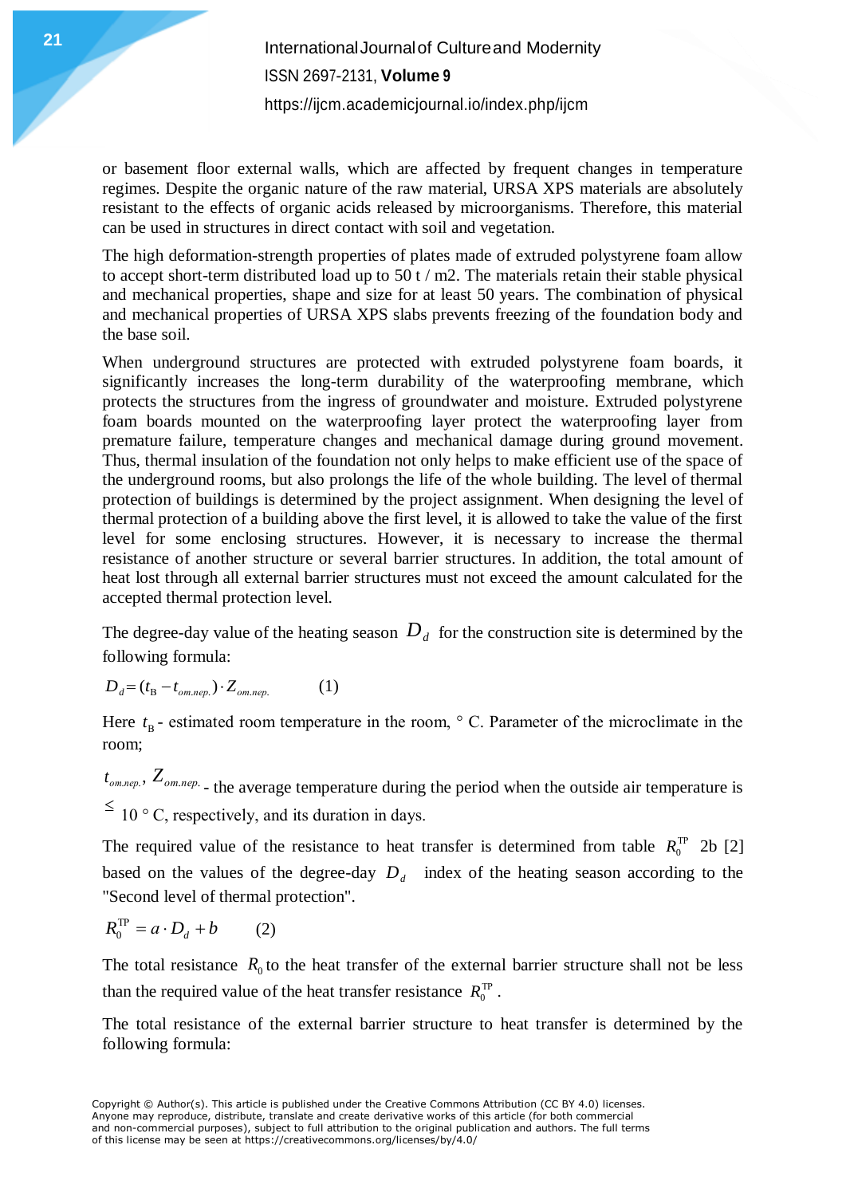or basement floor external walls, which are affected by frequent changes in temperature regimes. Despite the organic nature of the raw material, URSA XPS materials are absolutely resistant to the effects of organic acids released by microorganisms. Therefore, this material can be used in structures in direct contact with soil and vegetation.

The high deformation-strength properties of plates made of extruded polystyrene foam allow to accept short-term distributed load up to 50 t / m2. The materials retain their stable physical and mechanical properties, shape and size for at least 50 years. The combination of physical and mechanical properties of URSA XPS slabs prevents freezing of the foundation body and the base soil.

When underground structures are protected with extruded polystyrene foam boards, it significantly increases the long-term durability of the waterproofing membrane, which protects the structures from the ingress of groundwater and moisture. Extruded polystyrene foam boards mounted on the waterproofing layer protect the waterproofing layer from premature failure, temperature changes and mechanical damage during ground movement. Thus, thermal insulation of the foundation not only helps to make efficient use of the space of the underground rooms, but also prolongs the life of the whole building. The level of thermal protection of buildings is determined by the project assignment. When designing the level of thermal protection of a building above the first level, it is allowed to take the value of the first level for some enclosing structures. However, it is necessary to increase the thermal resistance of another structure or several barrier structures. In addition, the total amount of heat lost through all external barrier structures must not exceed the amount calculated for the accepted thermal protection level.

The degree-day value of the heating season $D_d$ for the construction site is determined by the following formula:

$$D_d = (t_{\text{B}} - t_{om.nep.}) \cdot Z_{om.nep.} \qquad (1)$$

Here $t_{\text{B}}$ - estimated room temperature in the room, ° C. Parameter of the microclimate in the room;

$t_{om.nep.}$, $Z_{om.nep.}$ - the average temperature during the period when the outside air temperature is $\leq$ 10 ° C, respectively, and its duration in days.

The required value of the resistance to heat transfer is determined from table $R_0^{\text{TP}}$ 2b [2] based on the values of the degree-day $D_d$ index of the heating season according to the "Second level of thermal protection".

$$R_0^{\text{TP}} = a \cdot D_d + b \qquad (2)$$

The total resistance $R_0$ to the heat transfer of the external barrier structure shall not be less than the required value of the heat transfer resistance $R_0^{\text{TP}}$.

The total resistance of the external barrier structure to heat transfer is determined by the following formula: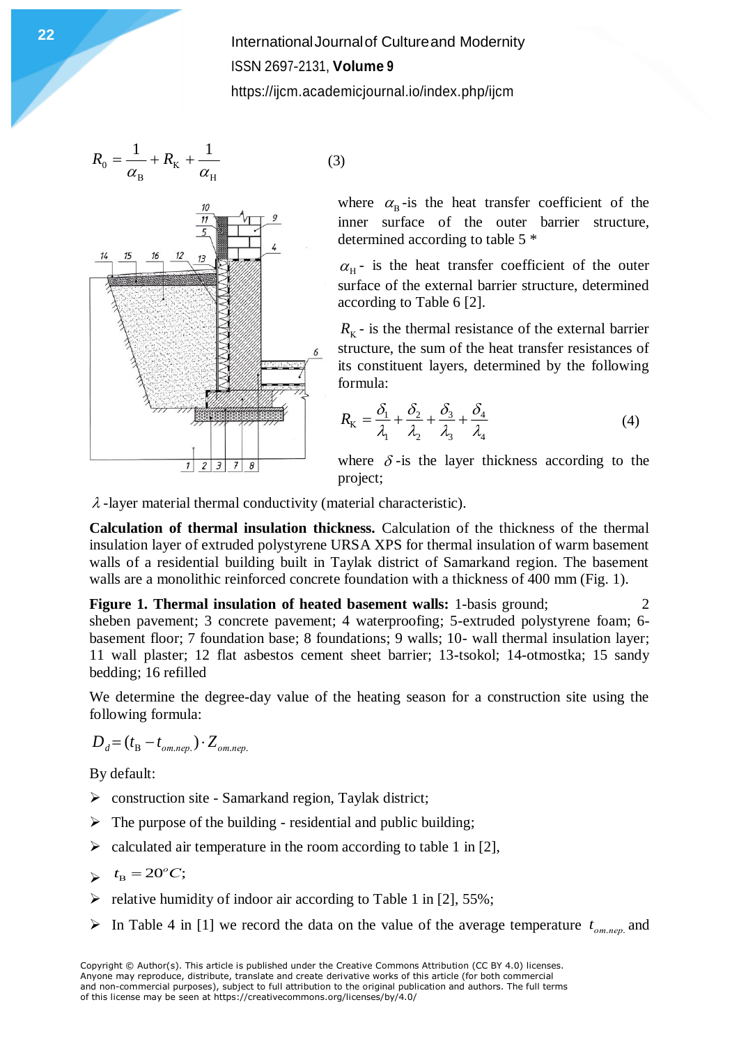$$R_0 = \frac{1}{\alpha_B} + R_K + \frac{1}{\alpha_H} \tag{3}$$

where $\alpha_B$ -is the heat transfer coefficient of the inner surface of the outer barrier structure, determined according to table 5 *

$\alpha_H$ - is the heat transfer coefficient of the outer surface of the external barrier structure, determined according to Table 6 [2].

$R_K$ - is the thermal resistance of the external barrier structure, the sum of the heat transfer resistances of its constituent layers, determined by the following formula:

$$R_K = \frac{\delta_1}{\lambda_1} + \frac{\delta_2}{\lambda_2} + \frac{\delta_3}{\lambda_3} + \frac{\delta_4}{\lambda_4} \tag{4}$$

where $\delta$ -is the layer thickness according to the project;

$\lambda$ -layer material thermal conductivity (material characteristic).

**Calculation of thermal insulation thickness.** Calculation of the thickness of the thermal insulation layer of extruded polystyrene URSA XPS for thermal insulation of warm basement walls of a residential building built in Taylak district of Samarkand region. The basement walls are a monolithic reinforced concrete foundation with a thickness of 400 mm (Fig. 1).

**Figure 1. Thermal insulation of heated basement walls:** 1-basis ground; 2 sheben pavement; 3 concrete pavement; 4 waterproofing; 5-extruded polystyrene foam; 6-basement floor; 7 foundation base; 8 foundations; 9 walls; 10- wall thermal insulation layer; 11 wall plaster; 12 flat asbestos cement sheet barrier; 13-tsokol; 14-otmostka; 15 sandy bedding; 16 refilled

We determine the degree-day value of the heating season for a construction site using the following formula:

$$D_d = (t_B - t_{om.nep.}) \cdot Z_{om.nep.}$$

By default:

- construction site - Samarkand region, Taylak district;
- The purpose of the building - residential and public building;
- calculated air temperature in the room according to table 1 in [2],
- $t_B = 20^o C$;
- relative humidity of indoor air according to Table 1 in [2], 55%;
- In Table 4 in [1] we record the data on the value of the average temperature $t_{om.nep.}$ and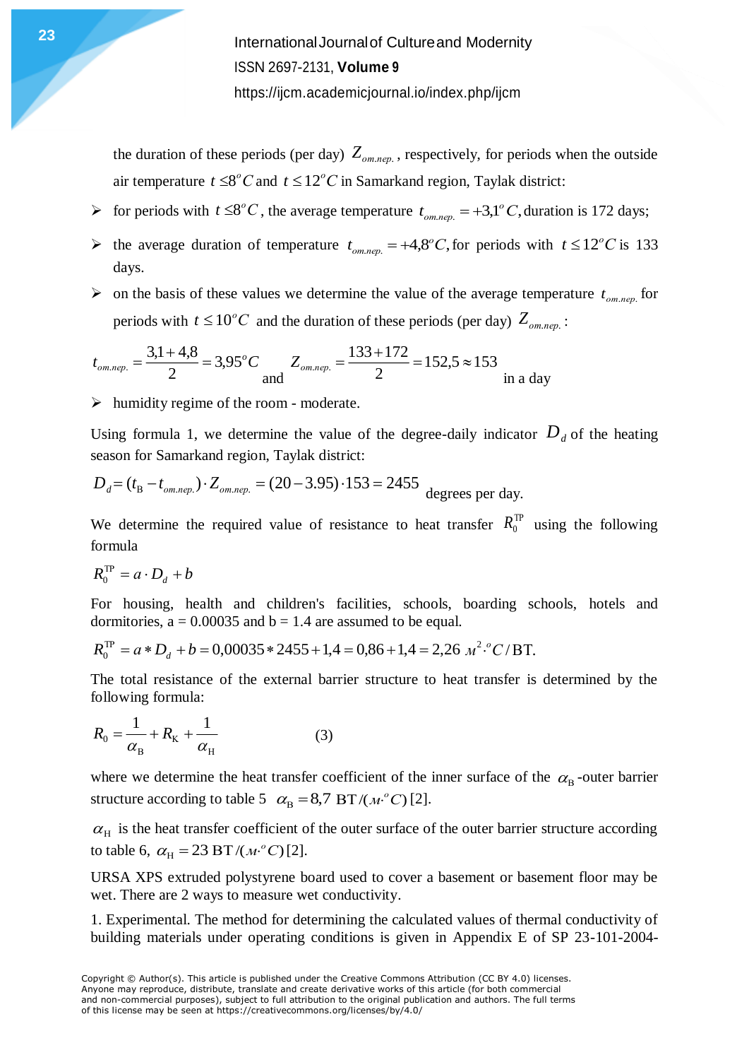the duration of these periods (per day) $Z_{om.nep.}$, respectively, for periods when the outside air temperature $t \leq 8^oC$ and $t \leq 12^oC$ in Samarkand region, Taylak district:

- for periods with $t \leq 8^oC$, the average temperature $t_{om.nep.} = +3{,}1^oC$, duration is 172 days;
- the average duration of temperature $t_{om.nep.} = +4{,}8^oC$, for periods with $t \leq 12^oC$ is 133 days.
- on the basis of these values we determine the value of the average temperature $t_{om.nep.}$ for periods with $t \leq 10^oC$ and the duration of these periods (per day) $Z_{om.nep.}$:

$$t_{om.nep.} = \frac{3{,}1 + 4{,}8}{2} = 3{,}95^oC \quad \text{and} \quad Z_{om.nep.} = \frac{133 + 172}{2} = 152{,}5 \approx 153 \quad \text{in a day}$$

- humidity regime of the room - moderate.

Using formula 1, we determine the value of the degree-daily indicator $D_d$ of the heating season for Samarkand region, Taylak district:

$$D_d = (t_{\text{B}} - t_{om.nep.}) \cdot Z_{om.nep.} = (20 - 3.95) \cdot 153 = 2455 \quad \text{degrees per day.}$$

We determine the required value of resistance to heat transfer $R_0^{\text{TP}}$ using the following formula

$$R_0^{\text{TP}} = a \cdot D_d + b$$

For housing, health and children's facilities, schools, boarding schools, hotels and dormitories, a = 0.00035 and b = 1.4 are assumed to be equal.

$$R_0^{\text{TP}} = a * D_d + b = 0{,}00035 * 2455 + 1{,}4 = 0{,}86 + 1{,}4 = 2{,}26 \ м^2 \cdot {}^oC/\text{BT}.$$

The total resistance of the external barrier structure to heat transfer is determined by the following formula:

$$R_0 = \frac{1}{\alpha_{\text{B}}} + R_{\text{K}} + \frac{1}{\alpha_{\text{H}}} \qquad (3)$$

where we determine the heat transfer coefficient of the inner surface of the $\alpha_{\text{B}}$-outer barrier structure according to table 5 $\alpha_{\text{B}} = 8{,}7 \ \text{BT}/(м \cdot {}^oC)$ [2].

$\alpha_{\text{H}}$ is the heat transfer coefficient of the outer surface of the outer barrier structure according to table 6, $\alpha_{\text{H}} = 23 \ \text{BT}/(м \cdot {}^oC)$ [2].

URSA XPS extruded polystyrene board used to cover a basement or basement floor may be wet. There are 2 ways to measure wet conductivity.

1. Experimental. The method for determining the calculated values of thermal conductivity of building materials under operating conditions is given in Appendix E of SP 23-101-2004-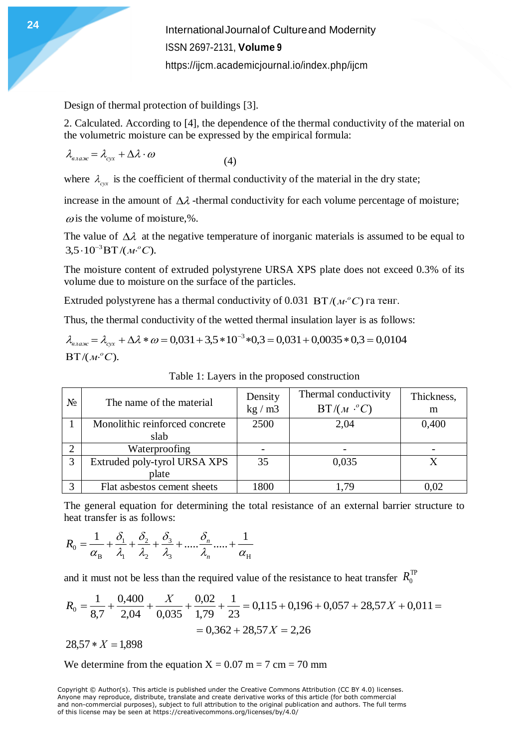Design of thermal protection of buildings [3].

2. Calculated. According to [4], the dependence of the thermal conductivity of the material on the volumetric moisture can be expressed by the empirical formula:

$$\lambda_{влаж} = \lambda_{сух} + \Delta\lambda \cdot \omega \qquad (4)$$

where $\lambda_{сух}$ is the coefficient of thermal conductivity of the material in the dry state;

increase in the amount of $\Delta\lambda$ -thermal conductivity for each volume percentage of moisture;

$\omega$ is the volume of moisture,%.

The value of $\Delta\lambda$ at the negative temperature of inorganic materials is assumed to be equal to $3{,}5 \cdot 10^{-3}$ ВТ/($м \cdot {}^{o}C$).

The moisture content of extruded polystyrene URSA XPS plate does not exceed 0.3% of its volume due to moisture on the surface of the particles.

Extruded polystyrene has a thermal conductivity of 0.031 ВТ/($м \cdot {}^{o}C$) га тенг.

Thus, the thermal conductivity of the wetted thermal insulation layer is as follows:

$$\lambda_{влаж} = \lambda_{сух} + \Delta\lambda * \omega = 0{,}031 + 3{,}5 * 10^{-3} * 0{,}3 = 0{,}031 + 0{,}0035 * 0{,}3 = 0{,}0104$$

ВТ/($м \cdot {}^{o}C$).

Table 1: Layers in the proposed construction

| № | The name of the material | Density kg / m3 | Thermal conductivity ВТ/($м \cdot {}^{o}C$) | Thickness, m |
|---|---|---|---|---|
| 1 | Monolithic reinforced concrete slab | 2500 | 2,04 | 0,400 |
| 2 | Waterproofing | - | - | - |
| 3 | Extruded poly-tyrol URSA XPS plate | 35 | 0,035 | X |
| 3 | Flat asbestos cement sheets | 1800 | 1,79 | 0,02 |

The general equation for determining the total resistance of an external barrier structure to heat transfer is as follows:

$$R_0 = \frac{1}{\alpha_В} + \frac{\delta_1}{\lambda_1} + \frac{\delta_2}{\lambda_2} + \frac{\delta_3}{\lambda_3} + \ldots.. \frac{\delta_n}{\lambda_n} \ldots.. + \frac{1}{\alpha_Н}$$

and it must not be less than the required value of the resistance to heat transfer $R_0^{TP}$

$$R_0 = \frac{1}{8{,}7} + \frac{0{,}400}{2{,}04} + \frac{X}{0{,}035} + \frac{0{,}02}{1{,}79} + \frac{1}{23} = 0{,}115 + 0{,}196 + 0{,}057 + 28{,}57X + 0{,}011 =$$

$$= 0{,}362 + 28{,}57X = 2{,}26$$

$$28{,}57 * X = 1{,}898$$

We determine from the equation X = 0.07 m = 7 cm = 70 mm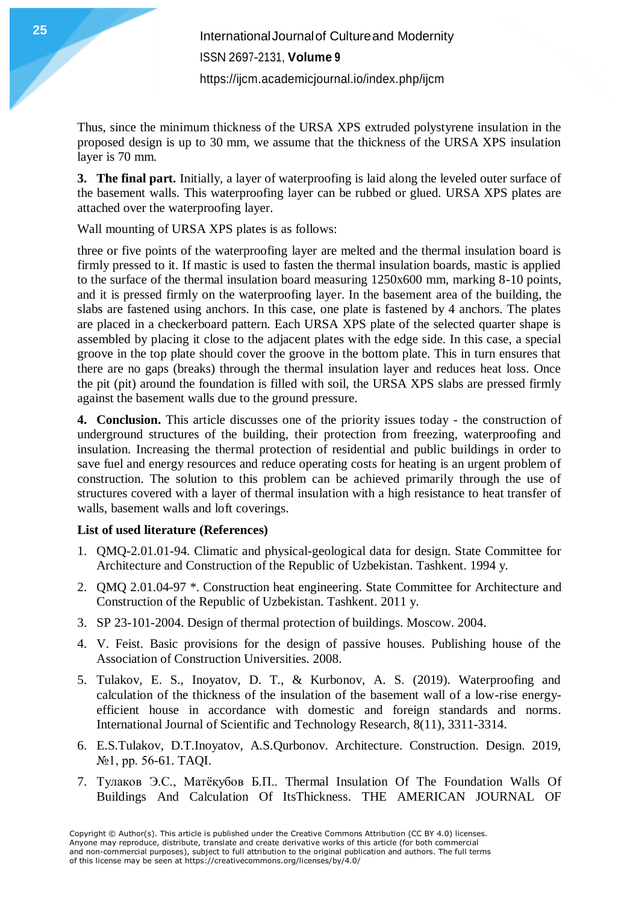Thus, since the minimum thickness of the URSA XPS extruded polystyrene insulation in the proposed design is up to 30 mm, we assume that the thickness of the URSA XPS insulation layer is 70 mm.

**3. The final part.** Initially, a layer of waterproofing is laid along the leveled outer surface of the basement walls. This waterproofing layer can be rubbed or glued. URSA XPS plates are attached over the waterproofing layer.

Wall mounting of URSA XPS plates is as follows:

three or five points of the waterproofing layer are melted and the thermal insulation board is firmly pressed to it. If mastic is used to fasten the thermal insulation boards, mastic is applied to the surface of the thermal insulation board measuring 1250x600 mm, marking 8-10 points, and it is pressed firmly on the waterproofing layer. In the basement area of the building, the slabs are fastened using anchors. In this case, one plate is fastened by 4 anchors. The plates are placed in a checkerboard pattern. Each URSA XPS plate of the selected quarter shape is assembled by placing it close to the adjacent plates with the edge side. In this case, a special groove in the top plate should cover the groove in the bottom plate. This in turn ensures that there are no gaps (breaks) through the thermal insulation layer and reduces heat loss. Once the pit (pit) around the foundation is filled with soil, the URSA XPS slabs are pressed firmly against the basement walls due to the ground pressure.

**4. Conclusion.** This article discusses one of the priority issues today - the construction of underground structures of the building, their protection from freezing, waterproofing and insulation. Increasing the thermal protection of residential and public buildings in order to save fuel and energy resources and reduce operating costs for heating is an urgent problem of construction. The solution to this problem can be achieved primarily through the use of structures covered with a layer of thermal insulation with a high resistance to heat transfer of walls, basement walls and loft coverings.

**List of used literature (References)**

1. QMQ-2.01.01-94. Climatic and physical-geological data for design. State Committee for Architecture and Construction of the Republic of Uzbekistan. Tashkent. 1994 y.
2. QMQ 2.01.04-97 *. Construction heat engineering. State Committee for Architecture and Construction of the Republic of Uzbekistan. Tashkent. 2011 y.
3. SP 23-101-2004. Design of thermal protection of buildings. Moscow. 2004.
4. V. Feist. Basic provisions for the design of passive houses. Publishing house of the Association of Construction Universities. 2008.
5. Tulakov, E. S., Inoyatov, D. T., & Kurbonov, A. S. (2019). Waterproofing and calculation of the thickness of the insulation of the basement wall of a low-rise energy-efficient house in accordance with domestic and foreign standards and norms. International Journal of Scientific and Technology Research, 8(11), 3311-3314.
6. E.S.Tulakov, D.T.Inoyatov, A.S.Qurbonov. Architecture. Construction. Design. 2019, №1, pp. 56-61. TAQI.
7. Тулаков Э.С., Матёқубов Б.П.. Thermal Insulation Of The Foundation Walls Of Buildings And Calculation Of ItsThickness. THE AMERICAN JOURNAL OF

Copyright © Author(s). This article is published under the Creative Commons Attribution (CC BY 4.0) licenses. Anyone may reproduce, distribute, translate and create derivative works of this article (for both commercial and non-commercial purposes), subject to full attribution to the original publication and authors. The full terms of this license may be seen at https://creativecommons.org/licenses/by/4.0/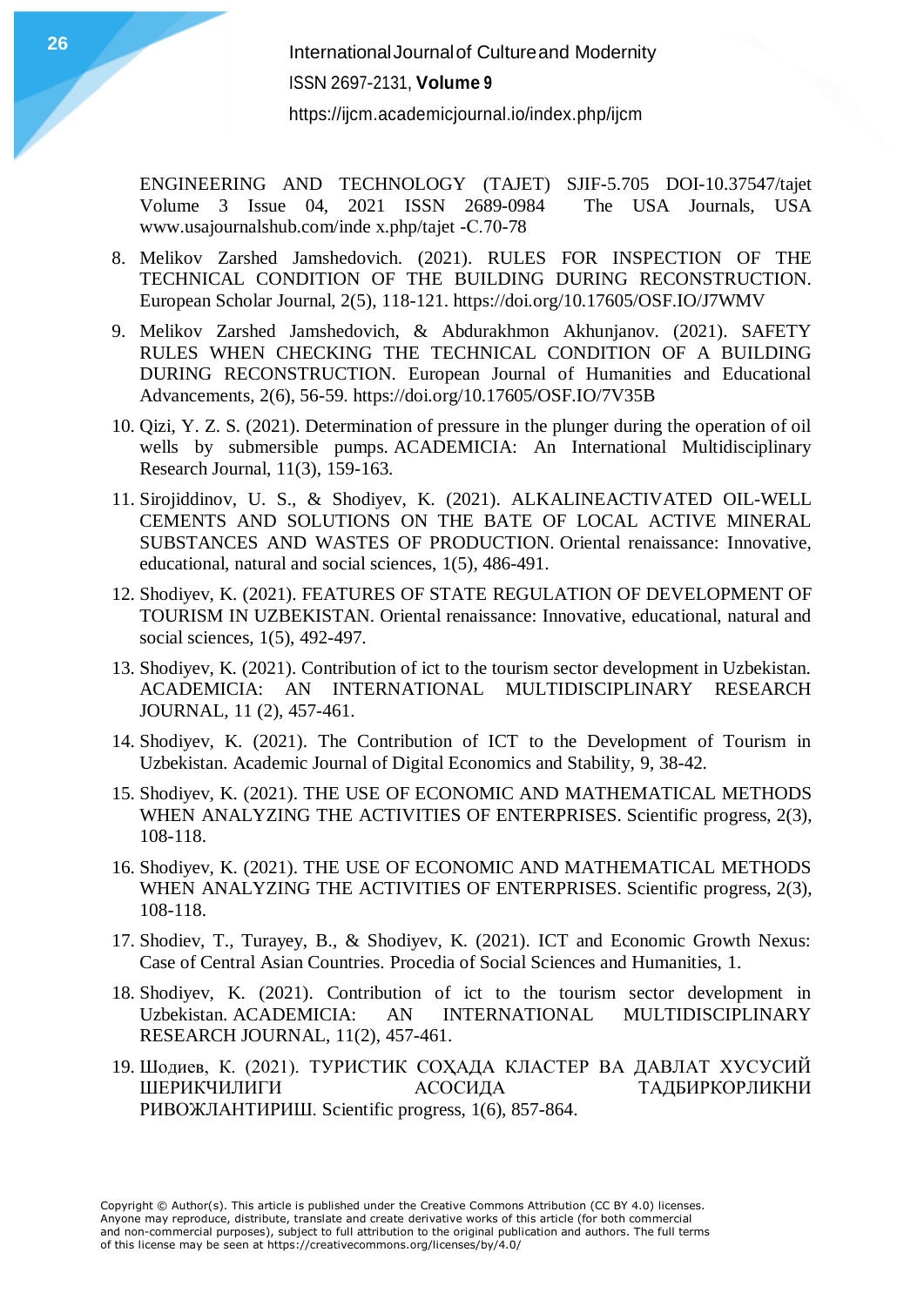ENGINEERING AND TECHNOLOGY (TAJET) SJIF-5.705 DOI-10.37547/tajet Volume 3 Issue 04, 2021 ISSN 2689-0984 The USA Journals, USA www.usajournalshub.com/inde x.php/tajet -C.70-78

8. Melikov Zarshed Jamshedovich. (2021). RULES FOR INSPECTION OF THE TECHNICAL CONDITION OF THE BUILDING DURING RECONSTRUCTION. European Scholar Journal, 2(5), 118-121. https://doi.org/10.17605/OSF.IO/J7WMV
9. Melikov Zarshed Jamshedovich, & Abdurakhmon Akhunjanov. (2021). SAFETY RULES WHEN CHECKING THE TECHNICAL CONDITION OF A BUILDING DURING RECONSTRUCTION. European Journal of Humanities and Educational Advancements, 2(6), 56-59. https://doi.org/10.17605/OSF.IO/7V35B
10. Qizi, Y. Z. S. (2021). Determination of pressure in the plunger during the operation of oil wells by submersible pumps. ACADEMICIA: An International Multidisciplinary Research Journal, 11(3), 159-163.
11. Sirojiddinov, U. S., & Shodiyev, K. (2021). ALKALINEACTIVATED OIL-WELL CEMENTS AND SOLUTIONS ON THE BATE OF LOCAL ACTIVE MINERAL SUBSTANCES AND WASTES OF PRODUCTION. Oriental renaissance: Innovative, educational, natural and social sciences, 1(5), 486-491.
12. Shodiyev, K. (2021). FEATURES OF STATE REGULATION OF DEVELOPMENT OF TOURISM IN UZBEKISTAN. Oriental renaissance: Innovative, educational, natural and social sciences, 1(5), 492-497.
13. Shodiyev, K. (2021). Contribution of ict to the tourism sector development in Uzbekistan. ACADEMICIA: AN INTERNATIONAL MULTIDISCIPLINARY RESEARCH JOURNAL, 11 (2), 457-461.
14. Shodiyev, K. (2021). The Contribution of ICT to the Development of Tourism in Uzbekistan. Academic Journal of Digital Economics and Stability, 9, 38-42.
15. Shodiyev, K. (2021). THE USE OF ECONOMIC AND MATHEMATICAL METHODS WHEN ANALYZING THE ACTIVITIES OF ENTERPRISES. Scientific progress, 2(3), 108-118.
16. Shodiyev, K. (2021). THE USE OF ECONOMIC AND MATHEMATICAL METHODS WHEN ANALYZING THE ACTIVITIES OF ENTERPRISES. Scientific progress, 2(3), 108-118.
17. Shodiev, T., Turayey, B., & Shodiyev, K. (2021). ICT and Economic Growth Nexus: Case of Central Asian Countries. Procedia of Social Sciences and Humanities, 1.
18. Shodiyev, K. (2021). Contribution of ict to the tourism sector development in Uzbekistan. ACADEMICIA: AN INTERNATIONAL MULTIDISCIPLINARY RESEARCH JOURNAL, 11(2), 457-461.
19. Шодиев, К. (2021). ТУРИСТИК СОҲАДА КЛАСТЕР ВА ДАВЛАТ ХУСУСИЙ ШЕРИКЧИЛИГИ АСОСИДА ТАДБИРКОРЛИКНИ РИВОЖЛАНТИРИШ. Scientific progress, 1(6), 857-864.

Copyright © Author(s). This article is published under the Creative Commons Attribution (CC BY 4.0) licenses. Anyone may reproduce, distribute, translate and create derivative works of this article (for both commercial and non-commercial purposes), subject to full attribution to the original publication and authors. The full terms of this license may be seen at https://creativecommons.org/licenses/by/4.0/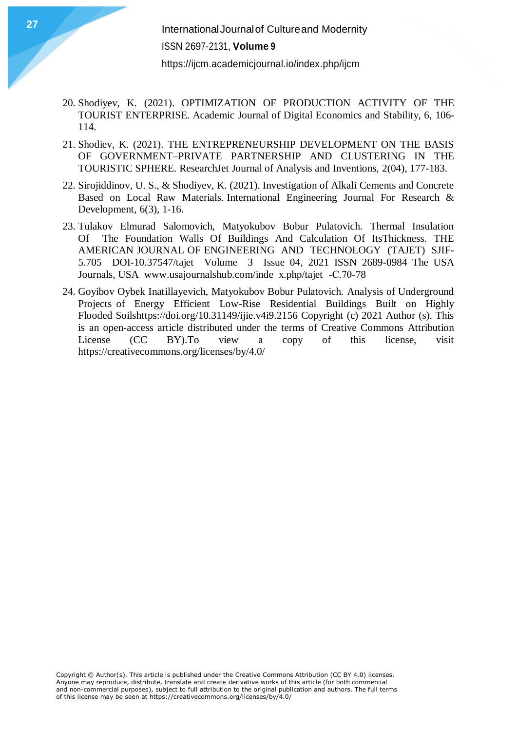20. Shodiyev, K. (2021). OPTIMIZATION OF PRODUCTION ACTIVITY OF THE TOURIST ENTERPRISE. Academic Journal of Digital Economics and Stability, 6, 106-114.
21. Shodiev, K. (2021). THE ENTREPRENEURSHIP DEVELOPMENT ON THE BASIS OF GOVERNMENT–PRIVATE PARTNERSHIP AND CLUSTERING IN THE TOURISTIC SPHERE. ResearchJet Journal of Analysis and Inventions, 2(04), 177-183.
22. Sirojiddinov, U. S., & Shodiyev, K. (2021). Investigation of Alkali Cements and Concrete Based on Local Raw Materials. International Engineering Journal For Research & Development, 6(3), 1-16.
23. Tulakov Elmurad Salomovich, Matyokubov Bobur Pulatovich. Thermal Insulation Of The Foundation Walls Of Buildings And Calculation Of ItsThickness. THE AMERICAN JOURNAL OF ENGINEERING AND TECHNOLOGY (TAJET) SJIF-5.705 DOI-10.37547/tajet Volume 3 Issue 04, 2021 ISSN 2689-0984 The USA Journals, USA www.usajournalshub.com/inde x.php/tajet -C.70-78
24. Goyibov Oybek Inatillayevich, Matyokubov Bobur Pulatovich. Analysis of Underground Projects of Energy Efficient Low-Rise Residential Buildings Built on Highly Flooded Soilshttps://doi.org/10.31149/ijie.v4i9.2156 Copyright (c) 2021 Author (s). This is an open-access article distributed under the terms of Creative Commons Attribution License (CC BY).To view a copy of this license, visit https://creativecommons.org/licenses/by/4.0/